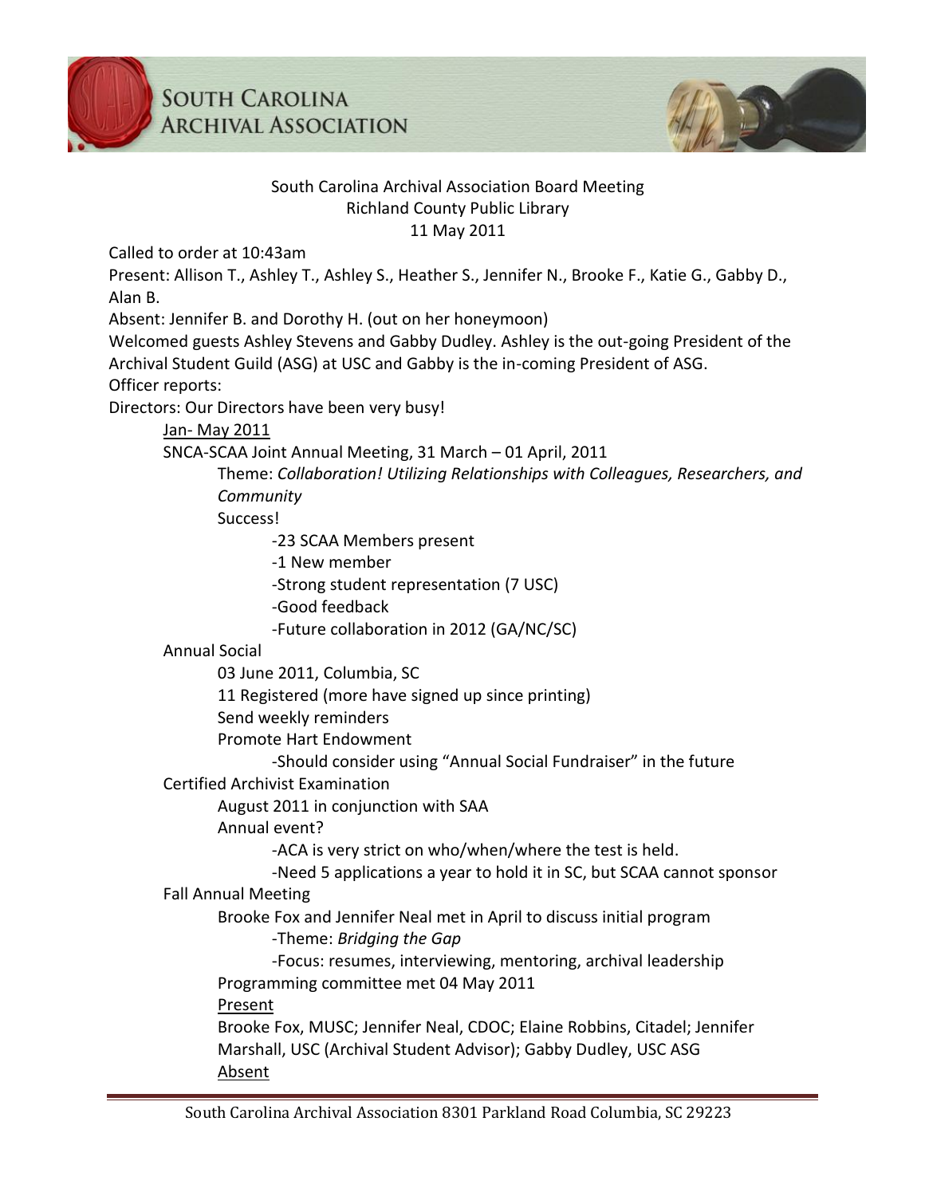# South Carolina Archival Association

South Carolina Archival Association Board Meeting
Richland County Public Library
11 May 2011

Called to order at 10:43am

Present: Allison T., Ashley T., Ashley S., Heather S., Jennifer N., Brooke F., Katie G., Gabby D., Alan B.

Absent: Jennifer B. and Dorothy H. (out on her honeymoon)

Welcomed guests Ashley Stevens and Gabby Dudley. Ashley is the out-going President of the Archival Student Guild (ASG) at USC and Gabby is the in-coming President of ASG.

Officer reports:

Directors: Our Directors have been very busy!

- <u>Jan- May 2011</u>
- SNCA-SCAA Joint Annual Meeting, 31 March – 01 April, 2011
  - Theme: *Collaboration! Utilizing Relationships with Colleagues, Researchers, and Community*
  - Success!
    - -23 SCAA Members present
    - -1 New member
    - -Strong student representation (7 USC)
    - -Good feedback
    - -Future collaboration in 2012 (GA/NC/SC)
- Annual Social
  - 03 June 2011, Columbia, SC
  - 11 Registered (more have signed up since printing)
  - Send weekly reminders
  - Promote Hart Endowment
    - -Should consider using "Annual Social Fundraiser" in the future
- Certified Archivist Examination
  - August 2011 in conjunction with SAA
  - Annual event?
    - -ACA is very strict on who/when/where the test is held.
    - -Need 5 applications a year to hold it in SC, but SCAA cannot sponsor
- Fall Annual Meeting
  - Brooke Fox and Jennifer Neal met in April to discuss initial program
    - -Theme: *Bridging the Gap*
    - -Focus: resumes, interviewing, mentoring, archival leadership
  - Programming committee met 04 May 2011
  - <u>Present</u>
  - Brooke Fox, MUSC; Jennifer Neal, CDOC; Elaine Robbins, Citadel; Jennifer Marshall, USC (Archival Student Advisor); Gabby Dudley, USC ASG
  - <u>Absent</u>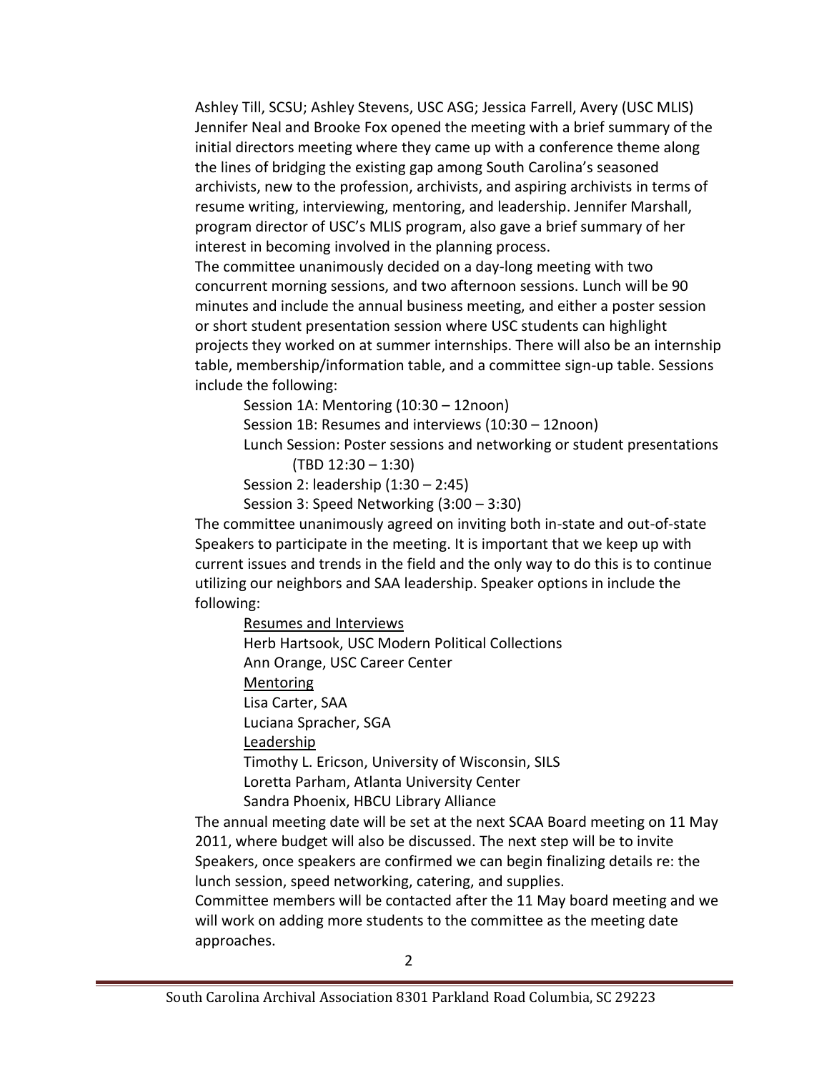Ashley Till, SCSU; Ashley Stevens, USC ASG; Jessica Farrell, Avery (USC MLIS)
Jennifer Neal and Brooke Fox opened the meeting with a brief summary of the initial directors meeting where they came up with a conference theme along the lines of bridging the existing gap among South Carolina's seasoned archivists, new to the profession, archivists, and aspiring archivists in terms of resume writing, interviewing, mentoring, and leadership. Jennifer Marshall, program director of USC's MLIS program, also gave a brief summary of her interest in becoming involved in the planning process.

The committee unanimously decided on a day-long meeting with two concurrent morning sessions, and two afternoon sessions. Lunch will be 90 minutes and include the annual business meeting, and either a poster session or short student presentation session where USC students can highlight projects they worked on at summer internships. There will also be an internship table, membership/information table, and a committee sign-up table. Sessions include the following:

- Session 1A: Mentoring (10:30 – 12noon)
- Session 1B: Resumes and interviews (10:30 – 12noon)
- Lunch Session: Poster sessions and networking or student presentations (TBD 12:30 – 1:30)
- Session 2: leadership (1:30 – 2:45)
- Session 3: Speed Networking (3:00 – 3:30)

The committee unanimously agreed on inviting both in-state and out-of-state Speakers to participate in the meeting. It is important that we keep up with current issues and trends in the field and the only way to do this is to continue utilizing our neighbors and SAA leadership. Speaker options in include the following:

<u>Resumes and Interviews</u>
Herb Hartsook, USC Modern Political Collections
Ann Orange, USC Career Center

<u>Mentoring</u>
Lisa Carter, SAA
Luciana Spracher, SGA

<u>Leadership</u>
Timothy L. Ericson, University of Wisconsin, SILS
Loretta Parham, Atlanta University Center
Sandra Phoenix, HBCU Library Alliance

The annual meeting date will be set at the next SCAA Board meeting on 11 May 2011, where budget will also be discussed. The next step will be to invite Speakers, once speakers are confirmed we can begin finalizing details re: the lunch session, speed networking, catering, and supplies.

Committee members will be contacted after the 11 May board meeting and we will work on adding more students to the committee as the meeting date approaches.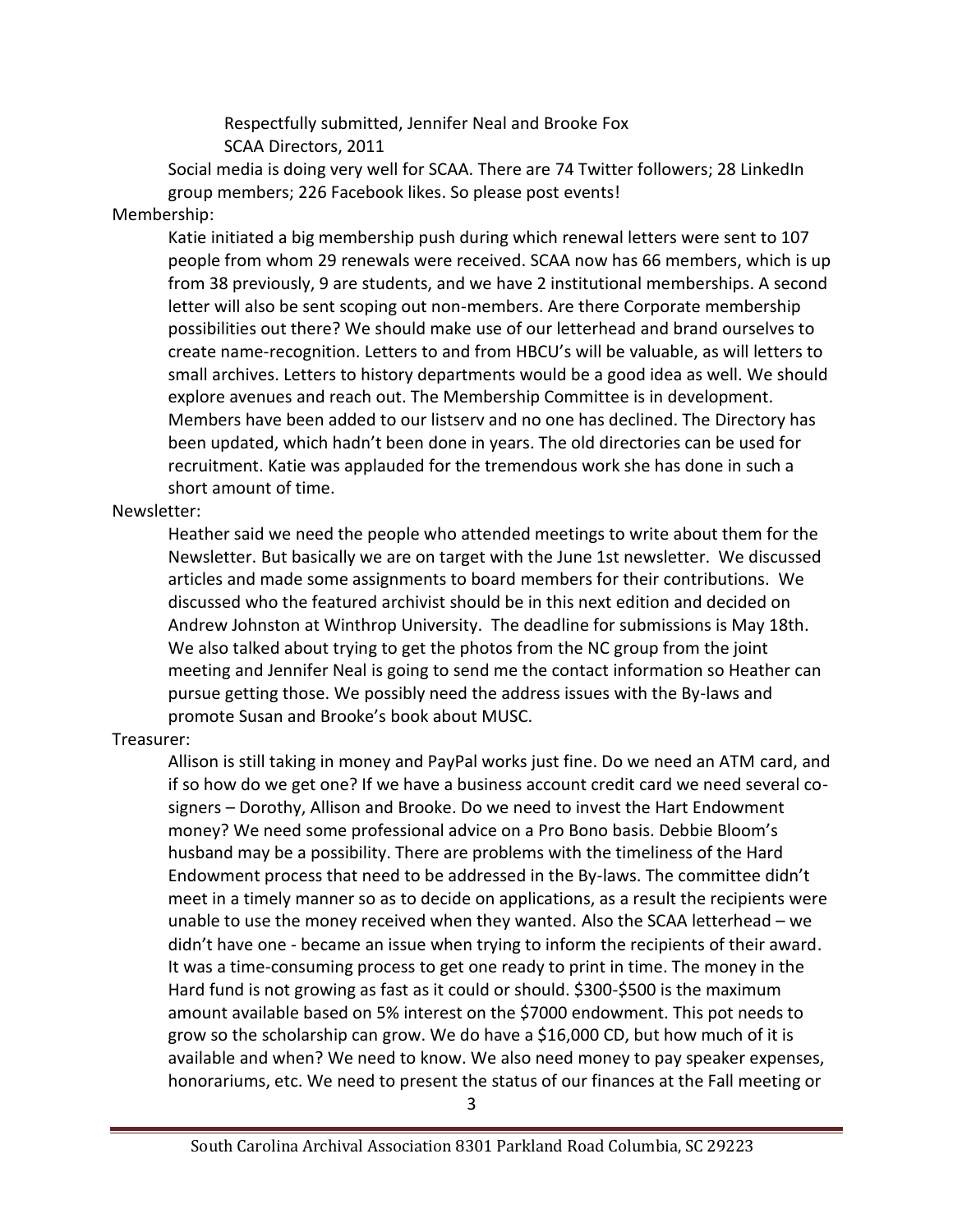Respectfully submitted, Jennifer Neal and Brooke Fox
SCAA Directors, 2011

Social media is doing very well for SCAA. There are 74 Twitter followers; 28 LinkedIn group members; 226 Facebook likes. So please post events!

Membership:

Katie initiated a big membership push during which renewal letters were sent to 107 people from whom 29 renewals were received. SCAA now has 66 members, which is up from 38 previously, 9 are students, and we have 2 institutional memberships. A second letter will also be sent scoping out non-members. Are there Corporate membership possibilities out there? We should make use of our letterhead and brand ourselves to create name-recognition. Letters to and from HBCU's will be valuable, as will letters to small archives. Letters to history departments would be a good idea as well. We should explore avenues and reach out. The Membership Committee is in development. Members have been added to our listserv and no one has declined. The Directory has been updated, which hadn't been done in years. The old directories can be used for recruitment. Katie was applauded for the tremendous work she has done in such a short amount of time.

Newsletter:

Heather said we need the people who attended meetings to write about them for the Newsletter. But basically we are on target with the June 1st newsletter. We discussed articles and made some assignments to board members for their contributions. We discussed who the featured archivist should be in this next edition and decided on Andrew Johnston at Winthrop University. The deadline for submissions is May 18th. We also talked about trying to get the photos from the NC group from the joint meeting and Jennifer Neal is going to send me the contact information so Heather can pursue getting those. We possibly need the address issues with the By-laws and promote Susan and Brooke's book about MUSC.

Treasurer:

Allison is still taking in money and PayPal works just fine. Do we need an ATM card, and if so how do we get one? If we have a business account credit card we need several co-signers – Dorothy, Allison and Brooke. Do we need to invest the Hart Endowment money? We need some professional advice on a Pro Bono basis. Debbie Bloom's husband may be a possibility. There are problems with the timeliness of the Hard Endowment process that need to be addressed in the By-laws. The committee didn't meet in a timely manner so as to decide on applications, as a result the recipients were unable to use the money received when they wanted. Also the SCAA letterhead – we didn't have one - became an issue when trying to inform the recipients of their award. It was a time-consuming process to get one ready to print in time. The money in the Hard fund is not growing as fast as it could or should. $300-$500 is the maximum amount available based on 5% interest on the $7000 endowment. This pot needs to grow so the scholarship can grow. We do have a $16,000 CD, but how much of it is available and when? We need to know. We also need money to pay speaker expenses, honorariums, etc. We need to present the status of our finances at the Fall meeting or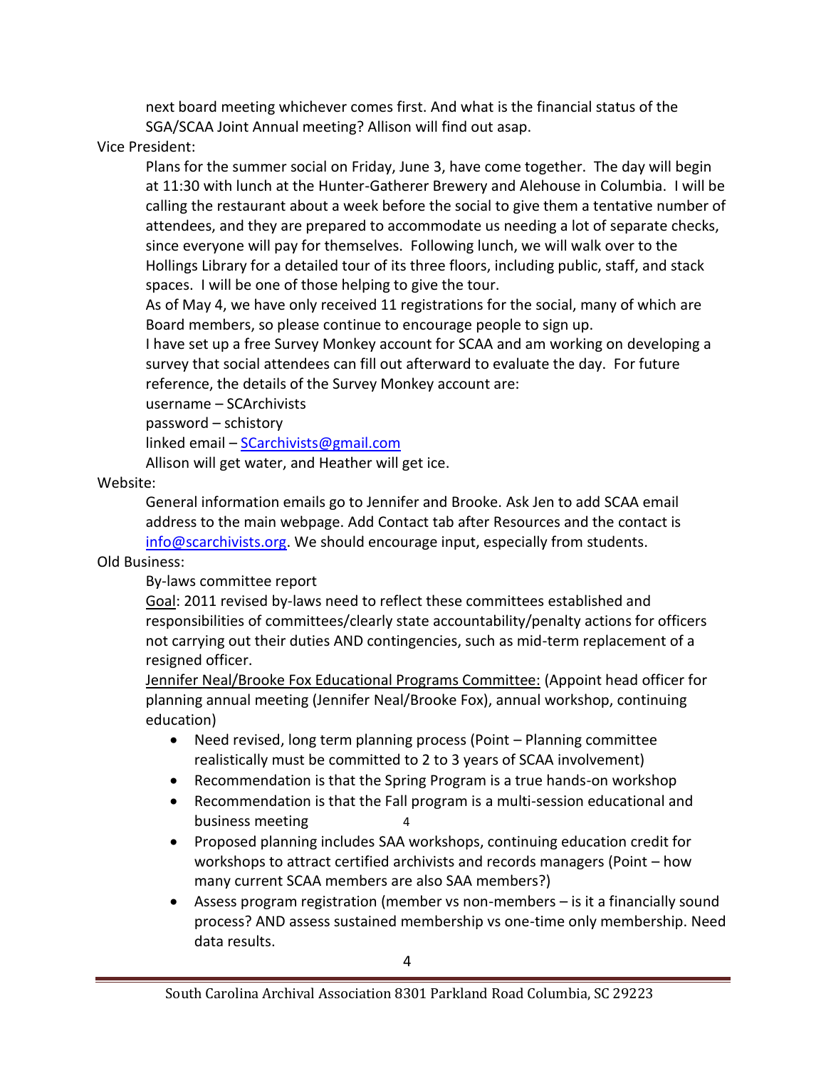next board meeting whichever comes first. And what is the financial status of the SGA/SCAA Joint Annual meeting? Allison will find out asap.

Vice President:

Plans for the summer social on Friday, June 3, have come together. The day will begin at 11:30 with lunch at the Hunter-Gatherer Brewery and Alehouse in Columbia. I will be calling the restaurant about a week before the social to give them a tentative number of attendees, and they are prepared to accommodate us needing a lot of separate checks, since everyone will pay for themselves. Following lunch, we will walk over to the Hollings Library for a detailed tour of its three floors, including public, staff, and stack spaces. I will be one of those helping to give the tour.

As of May 4, we have only received 11 registrations for the social, many of which are Board members, so please continue to encourage people to sign up.

I have set up a free Survey Monkey account for SCAA and am working on developing a survey that social attendees can fill out afterward to evaluate the day. For future reference, the details of the Survey Monkey account are:

username – SCArchivists

password – schistory

linked email – SCarchivists@gmail.com

Allison will get water, and Heather will get ice.

Website:

General information emails go to Jennifer and Brooke. Ask Jen to add SCAA email address to the main webpage. Add Contact tab after Resources and the contact is info@scarchivists.org. We should encourage input, especially from students.

Old Business:

By-laws committee report

Goal: 2011 revised by-laws need to reflect these committees established and responsibilities of committees/clearly state accountability/penalty actions for officers not carrying out their duties AND contingencies, such as mid-term replacement of a resigned officer.

Jennifer Neal/Brooke Fox Educational Programs Committee: (Appoint head officer for planning annual meeting (Jennifer Neal/Brooke Fox), annual workshop, continuing education)

- Need revised, long term planning process (Point – Planning committee realistically must be committed to 2 to 3 years of SCAA involvement)
- Recommendation is that the Spring Program is a true hands-on workshop
- Recommendation is that the Fall program is a multi-session educational and business meeting
- Proposed planning includes SAA workshops, continuing education credit for workshops to attract certified archivists and records managers (Point – how many current SCAA members are also SAA members?)
- Assess program registration (member vs non-members – is it a financially sound process? AND assess sustained membership vs one-time only membership. Need data results.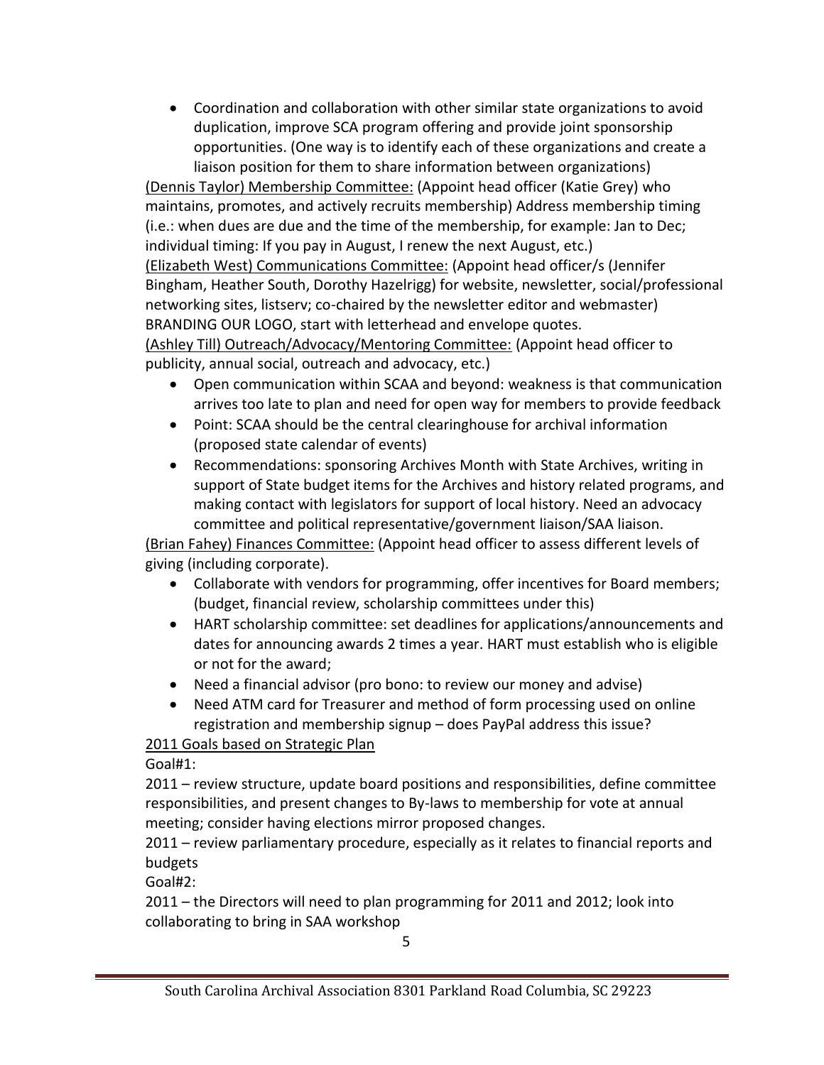- Coordination and collaboration with other similar state organizations to avoid duplication, improve SCA program offering and provide joint sponsorship opportunities. (One way is to identify each of these organizations and create a liaison position for them to share information between organizations)

(Dennis Taylor) Membership Committee: (Appoint head officer (Katie Grey) who maintains, promotes, and actively recruits membership) Address membership timing (i.e.: when dues are due and the time of the membership, for example: Jan to Dec; individual timing: If you pay in August, I renew the next August, etc.)

(Elizabeth West) Communications Committee: (Appoint head officer/s (Jennifer Bingham, Heather South, Dorothy Hazelrigg) for website, newsletter, social/professional networking sites, listserv; co-chaired by the newsletter editor and webmaster) BRANDING OUR LOGO, start with letterhead and envelope quotes.

(Ashley Till) Outreach/Advocacy/Mentoring Committee: (Appoint head officer to publicity, annual social, outreach and advocacy, etc.)

- Open communication within SCAA and beyond: weakness is that communication arrives too late to plan and need for open way for members to provide feedback
- Point: SCAA should be the central clearinghouse for archival information (proposed state calendar of events)
- Recommendations: sponsoring Archives Month with State Archives, writing in support of State budget items for the Archives and history related programs, and making contact with legislators for support of local history. Need an advocacy committee and political representative/government liaison/SAA liaison.

(Brian Fahey) Finances Committee: (Appoint head officer to assess different levels of giving (including corporate).

- Collaborate with vendors for programming, offer incentives for Board members; (budget, financial review, scholarship committees under this)
- HART scholarship committee: set deadlines for applications/announcements and dates for announcing awards 2 times a year. HART must establish who is eligible or not for the award;
- Need a financial advisor (pro bono: to review our money and advise)
- Need ATM card for Treasurer and method of form processing used on online registration and membership signup – does PayPal address this issue?

2011 Goals based on Strategic Plan

Goal#1:

2011 – review structure, update board positions and responsibilities, define committee responsibilities, and present changes to By-laws to membership for vote at annual meeting; consider having elections mirror proposed changes.

2011 – review parliamentary procedure, especially as it relates to financial reports and budgets

Goal#2:

2011 – the Directors will need to plan programming for 2011 and 2012; look into collaborating to bring in SAA workshop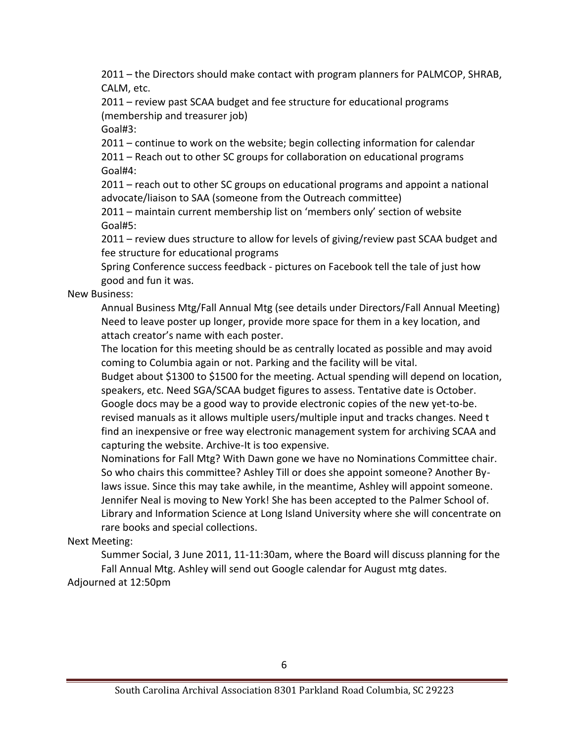2011 – the Directors should make contact with program planners for PALMCOP, SHRAB, CALM, etc.

2011 – review past SCAA budget and fee structure for educational programs (membership and treasurer job)

Goal#3:

2011 – continue to work on the website; begin collecting information for calendar

2011 – Reach out to other SC groups for collaboration on educational programs

Goal#4:

2011 – reach out to other SC groups on educational programs and appoint a national advocate/liaison to SAA (someone from the Outreach committee)

2011 – maintain current membership list on 'members only' section of website

Goal#5:

2011 – review dues structure to allow for levels of giving/review past SCAA budget and fee structure for educational programs

Spring Conference success feedback - pictures on Facebook tell the tale of just how good and fun it was.

New Business:

Annual Business Mtg/Fall Annual Mtg (see details under Directors/Fall Annual Meeting) Need to leave poster up longer, provide more space for them in a key location, and attach creator's name with each poster.

The location for this meeting should be as centrally located as possible and may avoid coming to Columbia again or not. Parking and the facility will be vital.

Budget about $1300 to $1500 for the meeting. Actual spending will depend on location, speakers, etc. Need SGA/SCAA budget figures to assess. Tentative date is October.

Google docs may be a good way to provide electronic copies of the new yet-to-be. revised manuals as it allows multiple users/multiple input and tracks changes. Need t find an inexpensive or free way electronic management system for archiving SCAA and capturing the website. Archive-It is too expensive.

Nominations for Fall Mtg? With Dawn gone we have no Nominations Committee chair. So who chairs this committee? Ashley Till or does she appoint someone? Another By-laws issue. Since this may take awhile, in the meantime, Ashley will appoint someone.

Jennifer Neal is moving to New York! She has been accepted to the Palmer School of. Library and Information Science at Long Island University where she will concentrate on rare books and special collections.

Next Meeting:

Summer Social, 3 June 2011, 11-11:30am, where the Board will discuss planning for the Fall Annual Mtg. Ashley will send out Google calendar for August mtg dates.

Adjourned at 12:50pm